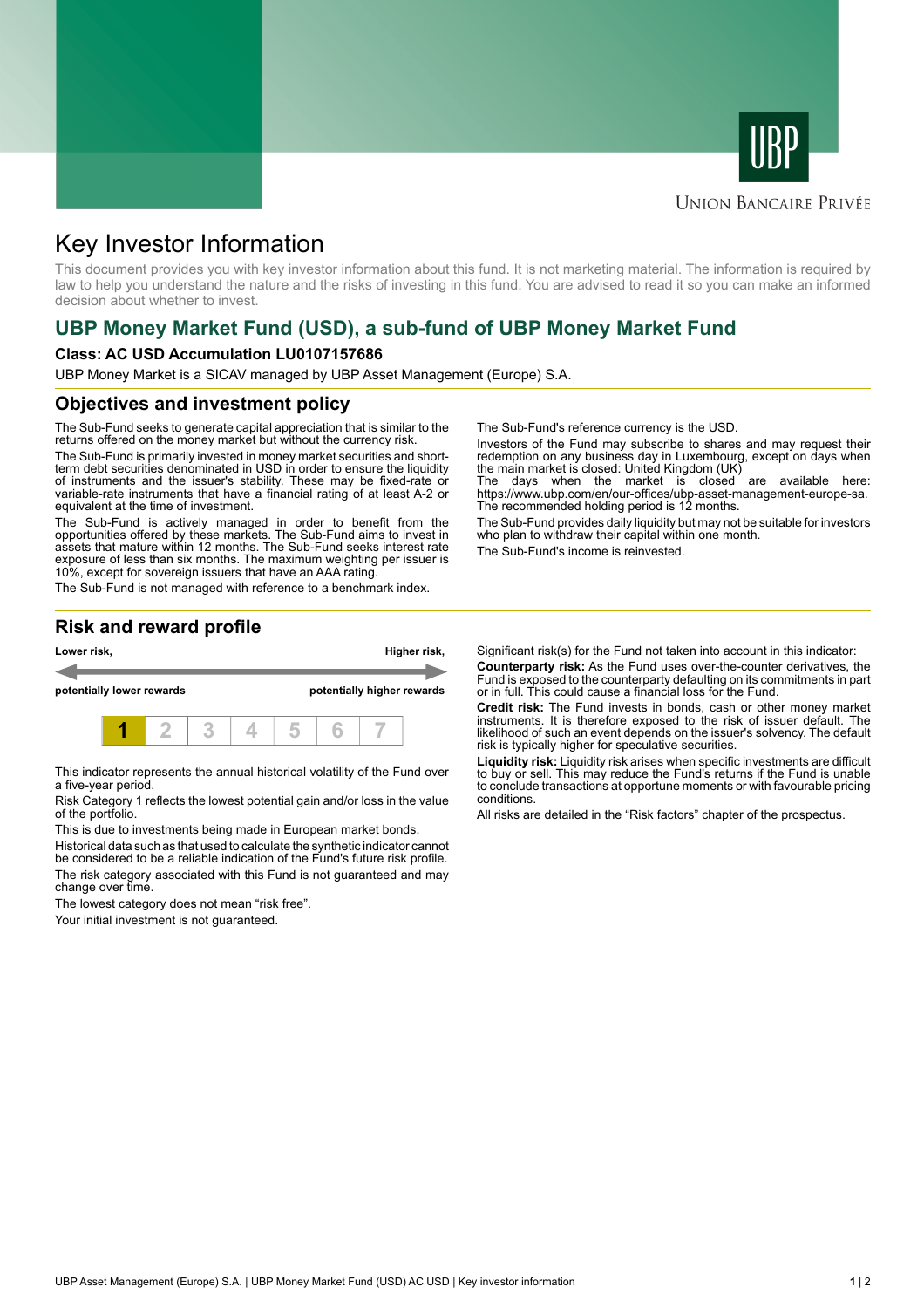# Key Investor Information

This document provides you with key investor information about this fund. It is not marketing material. The information is required by law to help you understand the nature and the risks of investing in this fund. You are advised to read it so you can make an informed decision about whether to invest.

## UBP Money Market Fund (USD), a sub-fund of UBP Money Market Fund

**Class: AC USD Accumulation LU0107157686**

UBP Money Market is a SICAV managed by UBP Asset Management (Europe) S.A.

### Objectives and investment policy

The Sub-Fund seeks to generate capital appreciation that is similar to the returns offered on the money market but without the currency risk.

The Sub-Fund is primarily invested in money market securities and short-term debt securities denominated in USD in order to ensure the liquidity of instruments and the issuer's stability. These may be fixed-rate or variable-rate instruments that have a financial rating of at least A-2 or equivalent at the time of investment.

The Sub-Fund is actively managed in order to benefit from the opportunities offered by these markets. The Sub-Fund aims to invest in assets that mature within 12 months. The Sub-Fund seeks interest rate exposure of less than six months. The maximum weighting per issuer is 10%, except for sovereign issuers that have an AAA rating.

The Sub-Fund is not managed with reference to a benchmark index.

The Sub-Fund's reference currency is the USD.

Investors of the Fund may subscribe to shares and may request their redemption on any business day in Luxembourg, except on days when the main market is closed: United Kingdom (UK)

The days when the market is closed are available here: https://www.ubp.com/en/our-offices/ubp-asset-management-europe-sa.

The recommended holding period is 12 months.

The Sub-Fund provides daily liquidity but may not be suitable for investors who plan to withdraw their capital within one month.

The Sub-Fund's income is reinvested.

### Risk and reward profile

| Lower risk, potentially lower rewards | | | | | | Higher risk, potentially higher rewards |
|---|---|---|---|---|---|---|
| **1** | 2 | 3 | 4 | 5 | 6 | 7 |

This indicator represents the annual historical volatility of the Fund over a five-year period.

Risk Category 1 reflects the lowest potential gain and/or loss in the value of the portfolio.

This is due to investments being made in European market bonds.

Historical data such as that used to calculate the synthetic indicator cannot be considered to be a reliable indication of the Fund's future risk profile.

The risk category associated with this Fund is not guaranteed and may change over time.

The lowest category does not mean "risk free".

Your initial investment is not guaranteed.

Significant risk(s) for the Fund not taken into account in this indicator:

**Counterparty risk:** As the Fund uses over-the-counter derivatives, the Fund is exposed to the counterparty defaulting on its commitments in part or in full. This could cause a financial loss for the Fund.

**Credit risk:** The Fund invests in bonds, cash or other money market instruments. It is therefore exposed to the risk of issuer default. The likelihood of such an event depends on the issuer's solvency. The default risk is typically higher for speculative securities.

**Liquidity risk:** Liquidity risk arises when specific investments are difficult to buy or sell. This may reduce the Fund's returns if the Fund is unable to conclude transactions at opportune moments or with favourable pricing conditions.

All risks are detailed in the "Risk factors" chapter of the prospectus.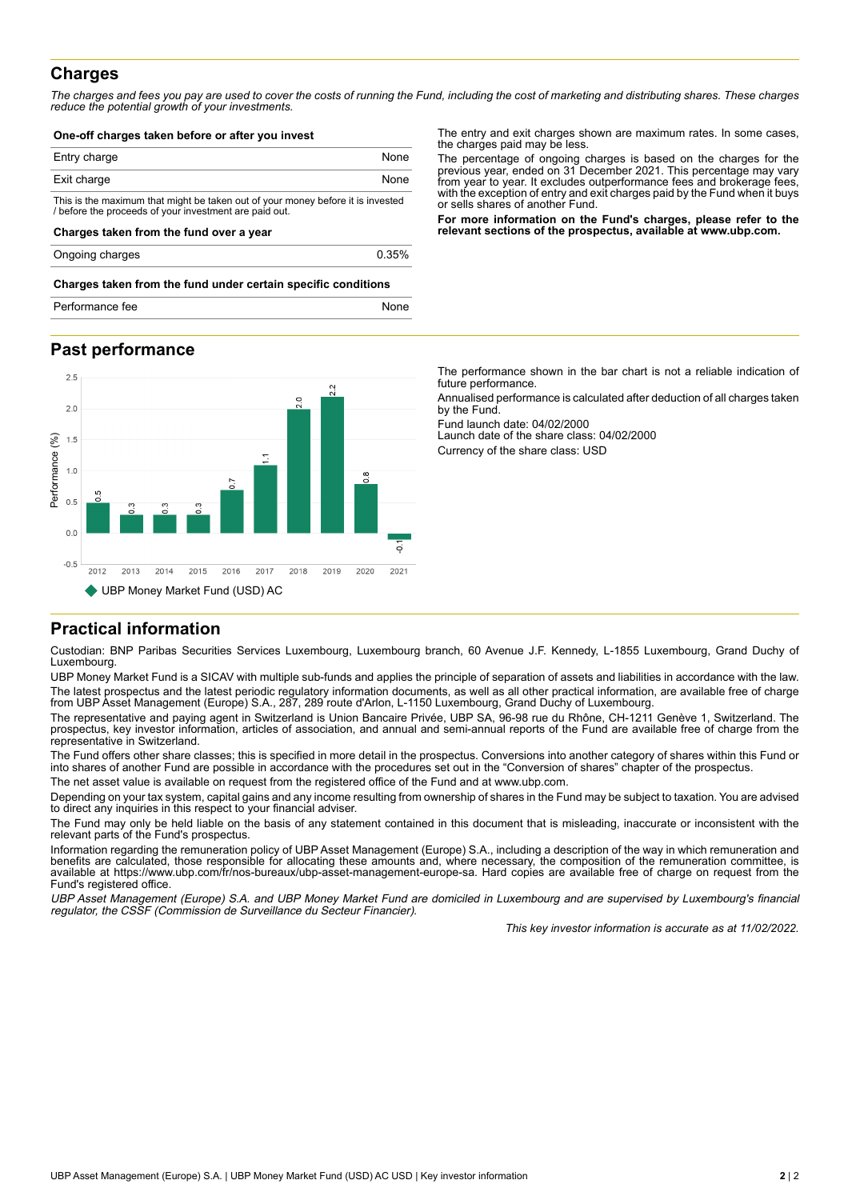## Charges

*The charges and fees you pay are used to cover the costs of running the Fund, including the cost of marketing and distributing shares. These charges reduce the potential growth of your investments.*

| One-off charges taken before or after you invest | |
|---|---|
| Entry charge | None |
| Exit charge | None |

This is the maximum that might be taken out of your money before it is invested / before the proceeds of your investment are paid out.

| Charges taken from the fund over a year | |
|---|---|
| Ongoing charges | 0.35% |

| Charges taken from the fund under certain specific conditions | |
|---|---|
| Performance fee | None |

The entry and exit charges shown are maximum rates. In some cases, the charges paid may be less.

The percentage of ongoing charges is based on the charges for the previous year, ended on 31 December 2021. This percentage may vary from year to year. It excludes outperformance fees and brokerage fees, with the exception of entry and exit charges paid by the Fund when it buys or sells shares of another Fund.

**For more information on the Fund's charges, please refer to the relevant sections of the prospectus, available at www.ubp.com.**

## Past performance

Performance (%)

2.5
2.0
1.5
1.0
0.5
0.0
-0.5

0.5 0.3 0.3 0.3 0.7 1.1 2.0 2.2 0.8 -0.1

2012 2013 2014 2015 2016 2017 2018 2019 2020 2021

UBP Money Market Fund (USD) AC

The performance shown in the bar chart is not a reliable indication of future performance.

Annualised performance is calculated after deduction of all charges taken by the Fund.

Fund launch date: 04/02/2000
Launch date of the share class: 04/02/2000

Currency of the share class: USD

## Practical information

Custodian: BNP Paribas Securities Services Luxembourg, Luxembourg branch, 60 Avenue J.F. Kennedy, L-1855 Luxembourg, Grand Duchy of Luxembourg.

UBP Money Market Fund is a SICAV with multiple sub-funds and applies the principle of separation of assets and liabilities in accordance with the law.

The latest prospectus and the latest periodic regulatory information documents, as well as all other practical information, are available free of charge from UBP Asset Management (Europe) S.A., 287, 289 route d'Arlon, L-1150 Luxembourg, Grand Duchy of Luxembourg.

The representative and paying agent in Switzerland is Union Bancaire Privée, UBP SA, 96-98 rue du Rhône, CH-1211 Genève 1, Switzerland. The prospectus, key investor information, articles of association, and annual and semi-annual reports of the Fund are available free of charge from the representative in Switzerland.

The Fund offers other share classes; this is specified in more detail in the prospectus. Conversions into another category of shares within this Fund or into shares of another Fund are possible in accordance with the procedures set out in the "Conversion of shares" chapter of the prospectus.

The net asset value is available on request from the registered office of the Fund and at www.ubp.com.

Depending on your tax system, capital gains and any income resulting from ownership of shares in the Fund may be subject to taxation. You are advised to direct any inquiries in this respect to your financial adviser.

The Fund may only be held liable on the basis of any statement contained in this document that is misleading, inaccurate or inconsistent with the relevant parts of the Fund's prospectus.

Information regarding the remuneration policy of UBP Asset Management (Europe) S.A., including a description of the way in which remuneration and benefits are calculated, those responsible for allocating these amounts and, where necessary, the composition of the remuneration committee, is available at https://www.ubp.com/fr/nos-bureaux/ubp-asset-management-europe-sa. Hard copies are available free of charge on request from the Fund's registered office.

*UBP Asset Management (Europe) S.A. and UBP Money Market Fund are domiciled in Luxembourg and are supervised by Luxembourg's financial regulator, the CSSF (Commission de Surveillance du Secteur Financier).*

*This key investor information is accurate as at 11/02/2022.*